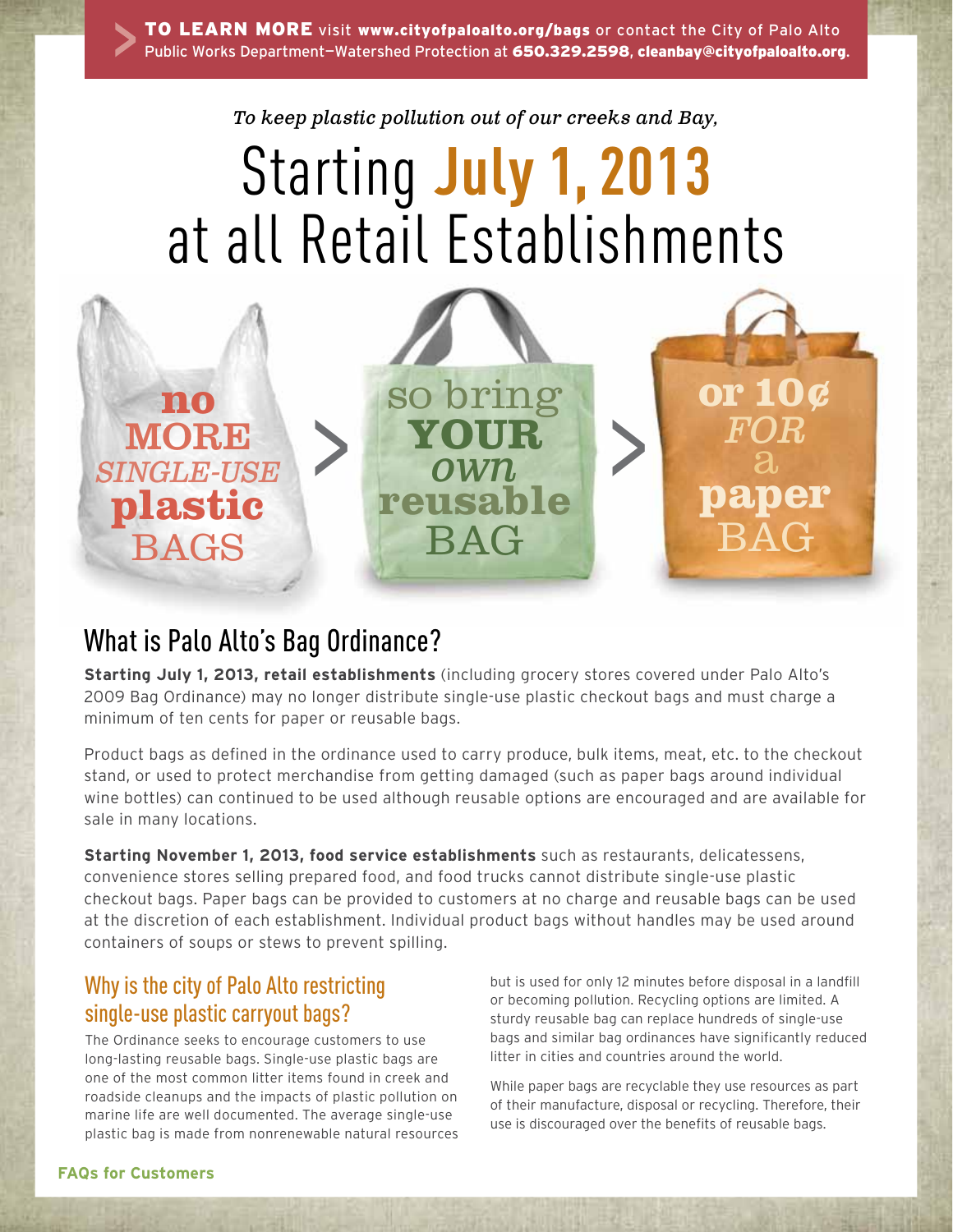**TO LEARN MORE** visit **www.cityofpaloalto.org/bags** or contact the City of Palo Alto Public Works Department—Watershed Protection at **650.329.2598**, **cleanbay@cityofpaloalto.org**.

*To keep plastic pollution out of our creeks and Bay,*

# Starting **July 1, 2013** at all Retail Establishments

no MORE *SINGLE-USE* **plastic** BAGS > so bring **YOUR** *own* **reusable** BAG > **or 10¢** *FOR* a **paper** BAG

## What is Palo Alto's Bag Ordinance?

**Starting July 1, 2013, retail establishments** (including grocery stores covered under Palo Alto's 2009 Bag Ordinance) may no longer distribute single-use plastic checkout bags and must charge a minimum of ten cents for paper or reusable bags.

Product bags as defined in the ordinance used to carry produce, bulk items, meat, etc. to the checkout stand, or used to protect merchandise from getting damaged (such as paper bags around individual wine bottles) can continued to be used although reusable options are encouraged and are available for sale in many locations.

**Starting November 1, 2013, food service establishments** such as restaurants, delicatessens, convenience stores selling prepared food, and food trucks cannot distribute single-use plastic checkout bags. Paper bags can be provided to customers at no charge and reusable bags can be used at the discretion of each establishment. Individual product bags without handles may be used around containers of soups or stews to prevent spilling.

### Why is the city of Palo Alto restricting single-use plastic carryout bags?

The Ordinance seeks to encourage customers to use long-lasting reusable bags. Single-use plastic bags are one of the most common litter items found in creek and roadside cleanups and the impacts of plastic pollution on marine life are well documented. The average single-use plastic bag is made from nonrenewable natural resources but is used for only 12 minutes before disposal in a landfill or becoming pollution. Recycling options are limited. A sturdy reusable bag can replace hundreds of single-use bags and similar bag ordinances have significantly reduced litter in cities and countries around the world.

While paper bags are recyclable they use resources as part of their manufacture, disposal or recycling. Therefore, their use is discouraged over the benefits of reusable bags.

**FAQs for Customers**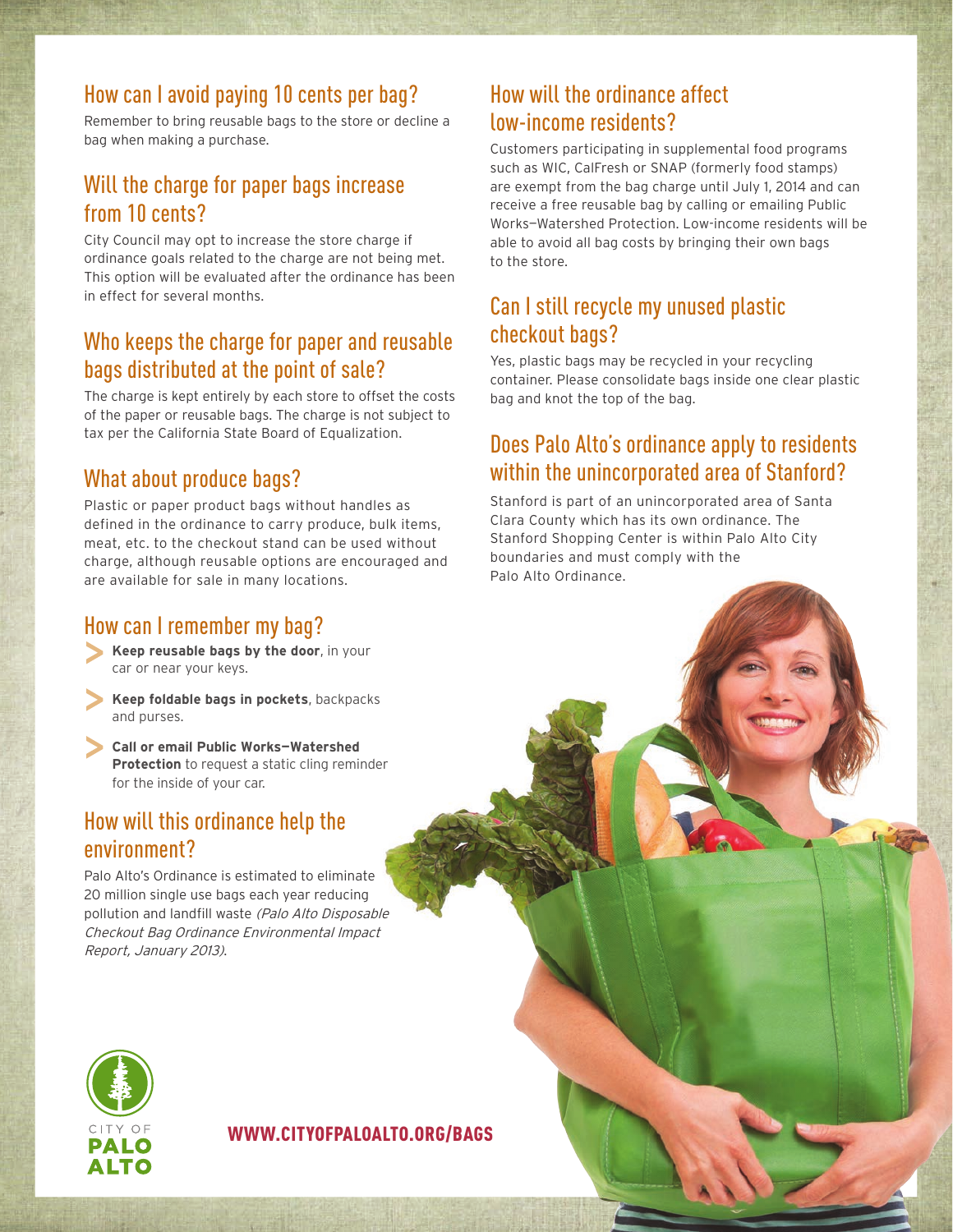## How can I avoid paying 10 cents per bag?

Remember to bring reusable bags to the store or decline a bag when making a purchase.

## Will the charge for paper bags increase from 10 cents?

City Council may opt to increase the store charge if ordinance goals related to the charge are not being met. This option will be evaluated after the ordinance has been in effect for several months.

## Who keeps the charge for paper and reusable bags distributed at the point of sale?

The charge is kept entirely by each store to offset the costs of the paper or reusable bags. The charge is not subject to tax per the California State Board of Equalization.

## What about produce bags?

Plastic or paper product bags without handles as defined in the ordinance to carry produce, bulk items, meat, etc. to the checkout stand can be used without charge, although reusable options are encouraged and are available for sale in many locations.

## How can I remember my bag?

- **Keep reusable bags by the door**, in your car or near your keys.
- **Keep foldable bags in pockets**, backpacks and purses.
- **Call or email Public Works—Watershed Protection** to request a static cling reminder for the inside of your car.

## How will this ordinance help the environment?

Palo Alto's Ordinance is estimated to eliminate 20 million single use bags each year reducing pollution and landfill waste *(Palo Alto Disposable Checkout Bag Ordinance Environmental Impact Report, January 2013)*.

## How will the ordinance affect low-income residents?

Customers participating in supplemental food programs such as WIC, CalFresh or SNAP (formerly food stamps) are exempt from the bag charge until July 1, 2014 and can receive a free reusable bag by calling or emailing Public Works—Watershed Protection. Low-income residents will be able to avoid all bag costs by bringing their own bags to the store.

## Can I still recycle my unused plastic checkout bags?

Yes, plastic bags may be recycled in your recycling container. Please consolidate bags inside one clear plastic bag and knot the top of the bag.

## Does Palo Alto's ordinance apply to residents within the unincorporated area of Stanford?

Stanford is part of an unincorporated area of Santa Clara County which has its own ordinance. The Stanford Shopping Center is within Palo Alto City boundaries and must comply with the Palo Alto Ordinance.

CITY OF PALO ALTO

**WWW.CITYOFPALOALTO.ORG/BAGS**